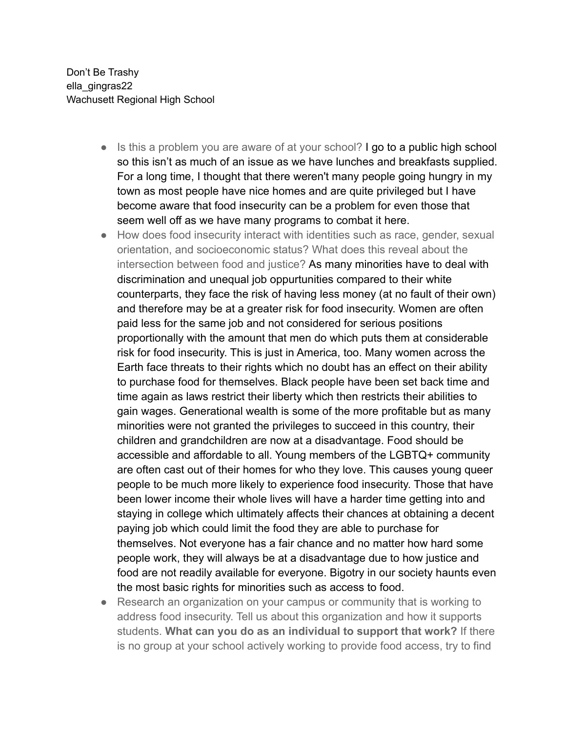Don't Be Trashy
ella_gingras22
Wachusett Regional High School

- Is this a problem you are aware of at your school? I go to a public high school so this isn't as much of an issue as we have lunches and breakfasts supplied. For a long time, I thought that there weren't many people going hungry in my town as most people have nice homes and are quite privileged but I have become aware that food insecurity can be a problem for even those that seem well off as we have many programs to combat it here.
- How does food insecurity interact with identities such as race, gender, sexual orientation, and socioeconomic status? What does this reveal about the intersection between food and justice? As many minorities have to deal with discrimination and unequal job oppurtunities compared to their white counterparts, they face the risk of having less money (at no fault of their own) and therefore may be at a greater risk for food insecurity. Women are often paid less for the same job and not considered for serious positions proportionally with the amount that men do which puts them at considerable risk for food insecurity. This is just in America, too. Many women across the Earth face threats to their rights which no doubt has an effect on their ability to purchase food for themselves. Black people have been set back time and time again as laws restrict their liberty which then restricts their abilities to gain wages. Generational wealth is some of the more profitable but as many minorities were not granted the privileges to succeed in this country, their children and grandchildren are now at a disadvantage. Food should be accessible and affordable to all. Young members of the LGBTQ+ community are often cast out of their homes for who they love. This causes young queer people to be much more likely to experience food insecurity. Those that have been lower income their whole lives will have a harder time getting into and staying in college which ultimately affects their chances at obtaining a decent paying job which could limit the food they are able to purchase for themselves. Not everyone has a fair chance and no matter how hard some people work, they will always be at a disadvantage due to how justice and food are not readily available for everyone. Bigotry in our society haunts even the most basic rights for minorities such as access to food.
- Research an organization on your campus or community that is working to address food insecurity. Tell us about this organization and how it supports students. **What can you do as an individual to support that work?** If there is no group at your school actively working to provide food access, try to find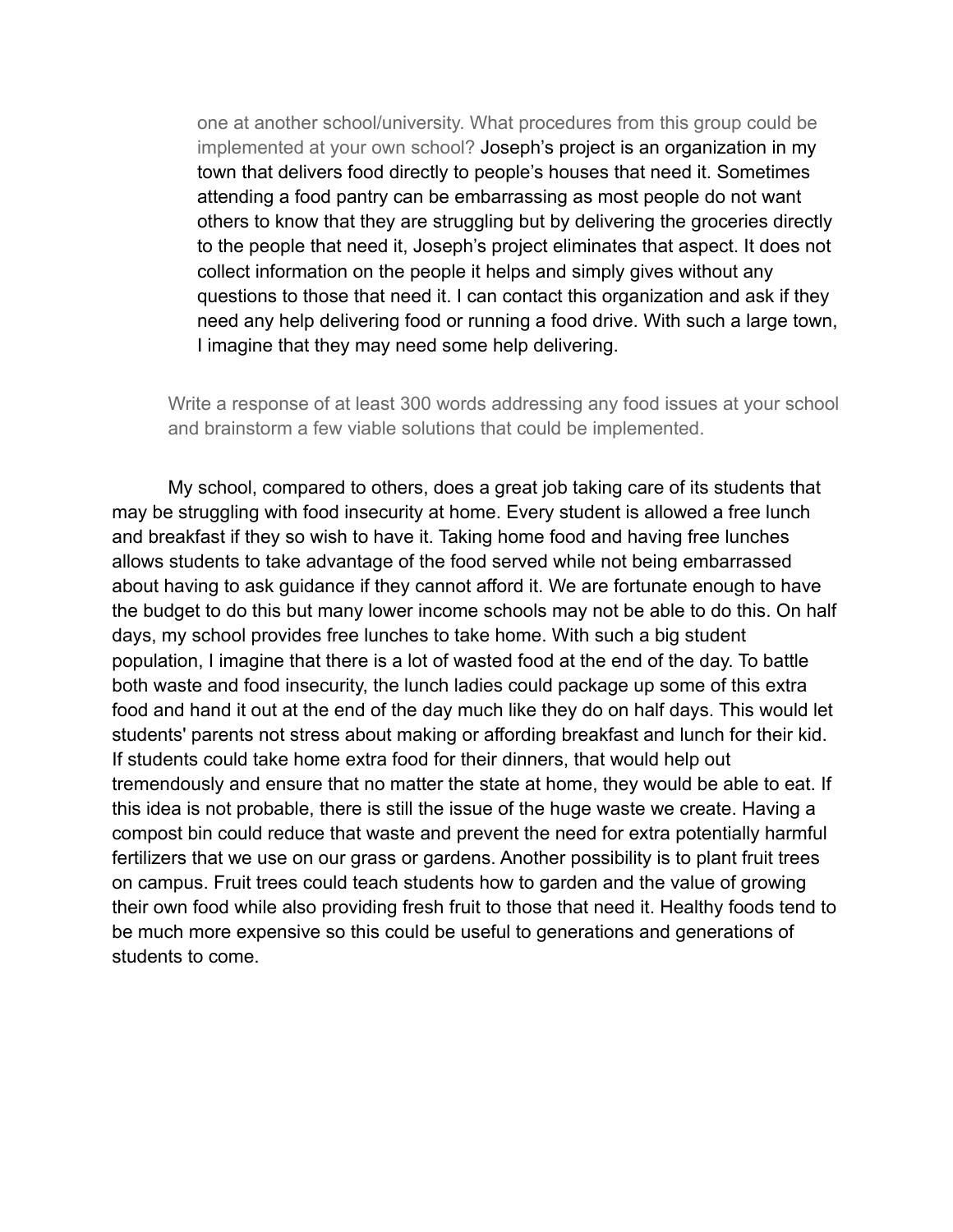one at another school/university. What procedures from this group could be implemented at your own school? Joseph's project is an organization in my town that delivers food directly to people's houses that need it. Sometimes attending a food pantry can be embarrassing as most people do not want others to know that they are struggling but by delivering the groceries directly to the people that need it, Joseph's project eliminates that aspect. It does not collect information on the people it helps and simply gives without any questions to those that need it. I can contact this organization and ask if they need any help delivering food or running a food drive. With such a large town, I imagine that they may need some help delivering.

Write a response of at least 300 words addressing any food issues at your school and brainstorm a few viable solutions that could be implemented.

My school, compared to others, does a great job taking care of its students that may be struggling with food insecurity at home. Every student is allowed a free lunch and breakfast if they so wish to have it. Taking home food and having free lunches allows students to take advantage of the food served while not being embarrassed about having to ask guidance if they cannot afford it. We are fortunate enough to have the budget to do this but many lower income schools may not be able to do this. On half days, my school provides free lunches to take home. With such a big student population, I imagine that there is a lot of wasted food at the end of the day. To battle both waste and food insecurity, the lunch ladies could package up some of this extra food and hand it out at the end of the day much like they do on half days. This would let students' parents not stress about making or affording breakfast and lunch for their kid. If students could take home extra food for their dinners, that would help out tremendously and ensure that no matter the state at home, they would be able to eat. If this idea is not probable, there is still the issue of the huge waste we create. Having a compost bin could reduce that waste and prevent the need for extra potentially harmful fertilizers that we use on our grass or gardens. Another possibility is to plant fruit trees on campus. Fruit trees could teach students how to garden and the value of growing their own food while also providing fresh fruit to those that need it. Healthy foods tend to be much more expensive so this could be useful to generations and generations of students to come.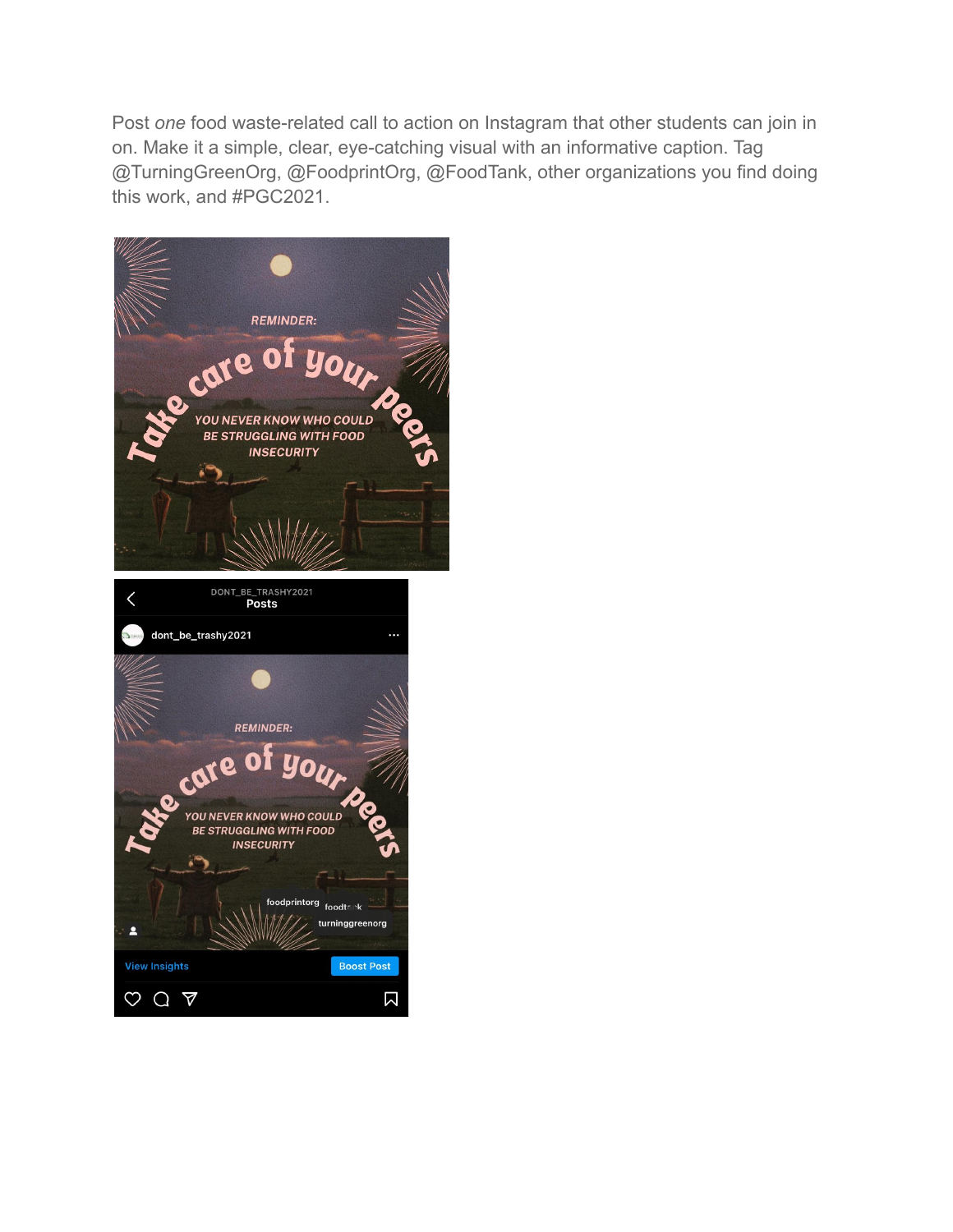Post *one* food waste-related call to action on Instagram that other students can join in on. Make it a simple, clear, eye-catching visual with an informative caption. Tag @TurningGreenOrg, @FoodprintOrg, @FoodTank, other organizations you find doing this work, and #PGC2021.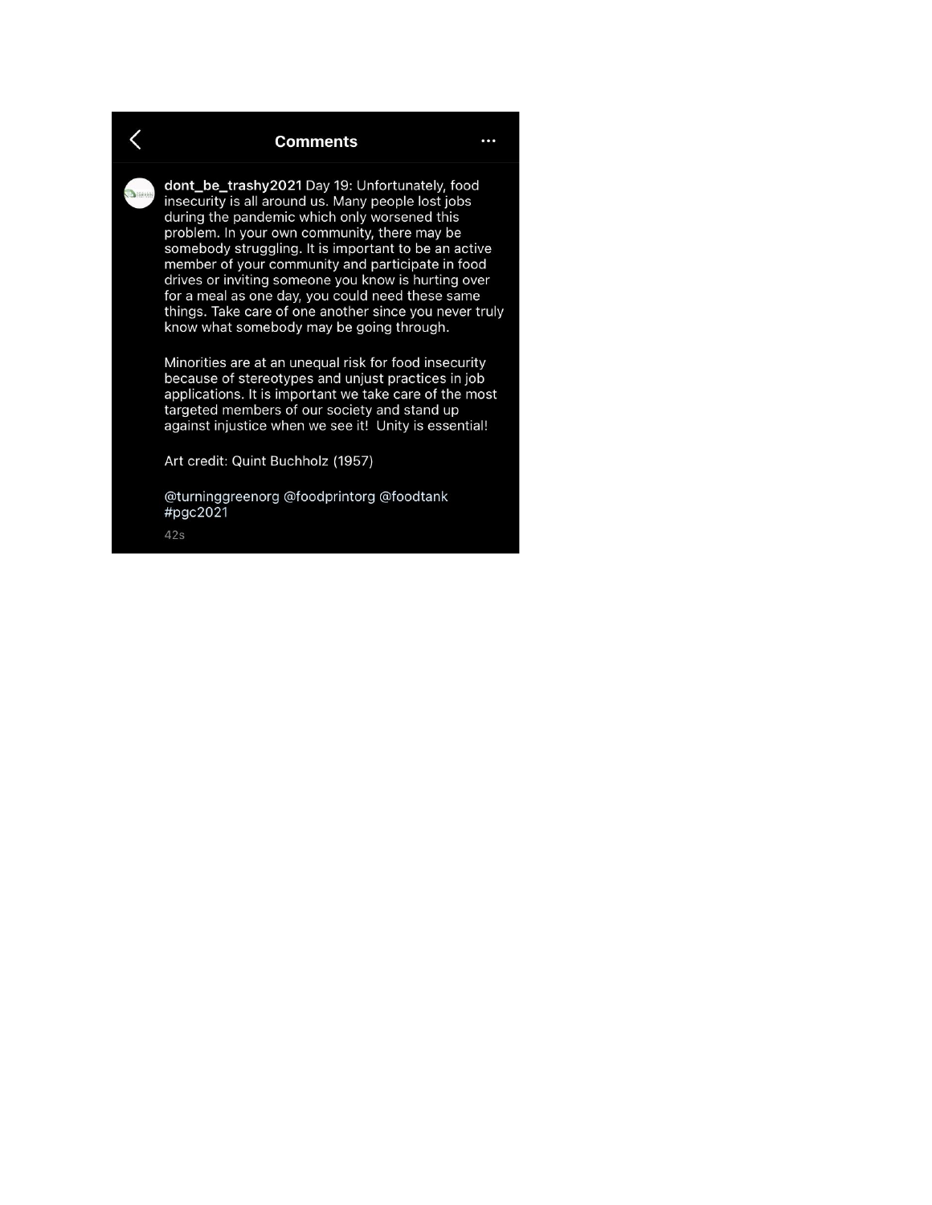Comments

**dont_be_trashy2021** Day 19: Unfortunately, food insecurity is all around us. Many people lost jobs during the pandemic which only worsened this problem. In your own community, there may be somebody struggling. It is important to be an active member of your community and participate in food drives or inviting someone you know is hurting over for a meal as one day, you could need these same things. Take care of one another since you never truly know what somebody may be going through.

Minorities are at an unequal risk for food insecurity because of stereotypes and unjust practices in job applications. It is important we take care of the most targeted members of our society and stand up against injustice when we see it! Unity is essential!

Art credit: Quint Buchholz (1957)

@turninggreenorg @foodprintorg @foodtank #pgc2021

42s